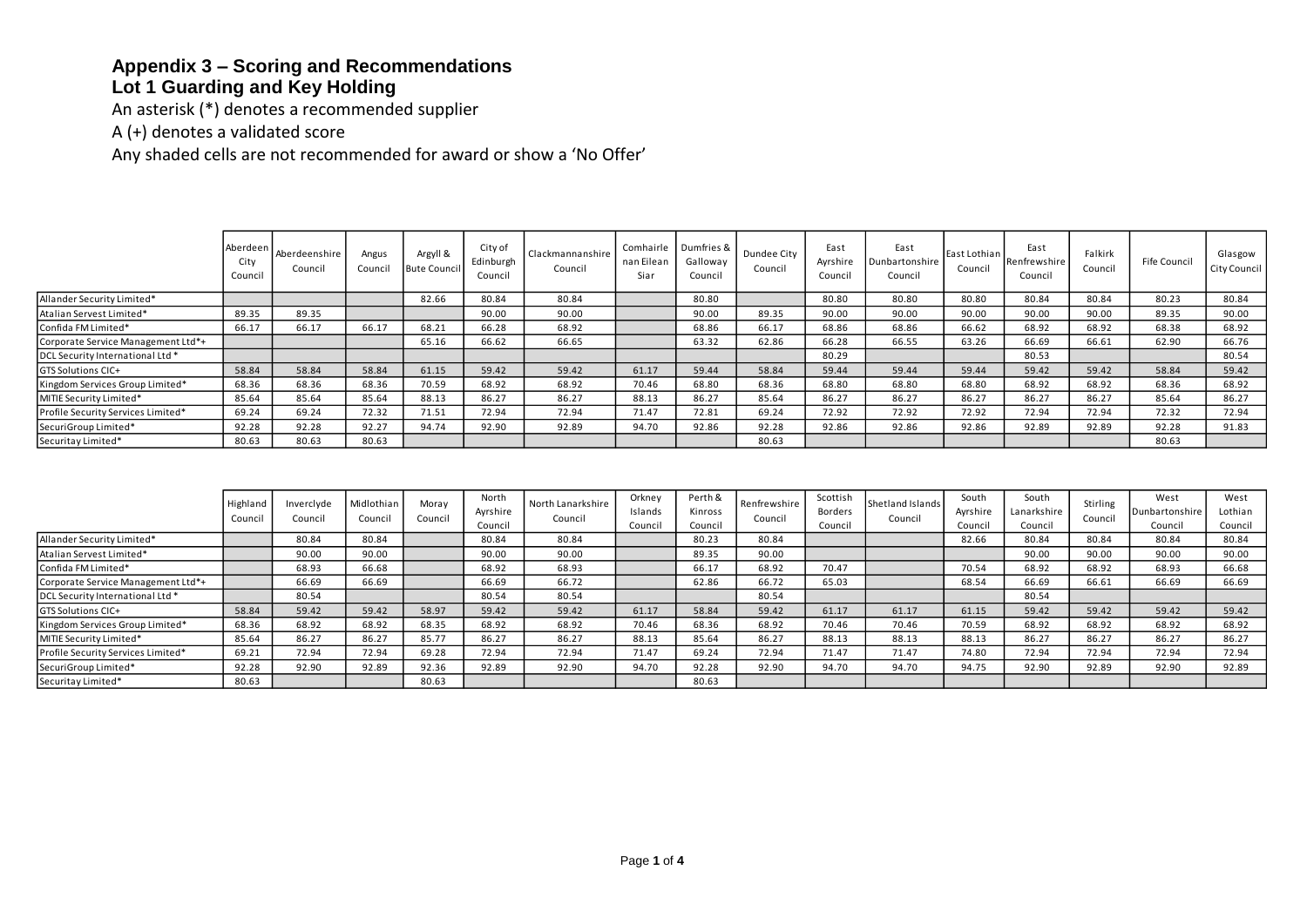## Appendix 3 – Scoring and Recommendations

## Lot 1 Guarding and Key Holding

An asterisk (*) denotes a recommended supplier

A (+) denotes a validated score

Any shaded cells are not recommended for award or show a 'No Offer'

| | Aberdeen City Council | Aberdeenshire Council | Angus Council | Argyll & Bute Council | City of Edinburgh Council | Clackmannanshire Council | Comhairle nan Eilean Siar | Dumfries & Galloway Council | Dundee City Council | East Ayrshire Council | East Dunbartonshire Council | East Lothian Council | East Renfrewshire Council | Falkirk Council | Fife Council | Glasgow City Council |
|---|---|---|---|---|---|---|---|---|---|---|---|---|---|---|---|---|
| Allander Security Limited* | | | | 82.66 | 80.84 | 80.84 | | 80.80 | | 80.80 | 80.80 | 80.80 | 80.84 | 80.84 | 80.23 | 80.84 |
| Atalian Servest Limited* | 89.35 | 89.35 | | | 90.00 | 90.00 | | 90.00 | 89.35 | 90.00 | 90.00 | 90.00 | 90.00 | 90.00 | 89.35 | 90.00 |
| Confida FM Limited* | 66.17 | 66.17 | 66.17 | 68.21 | 66.28 | 68.92 | | 68.86 | 66.17 | 68.86 | 68.86 | 66.62 | 68.92 | 68.92 | 68.38 | 68.92 |
| Corporate Service Management Ltd*+ | | | | 65.16 | 66.62 | 66.65 | | 63.32 | 62.86 | 66.28 | 66.55 | 63.26 | 66.69 | 66.61 | 62.90 | 66.76 |
| DCL Security International Ltd * | | | | | | | | | | 80.29 | | | 80.53 | | | 80.54 |
| GTS Solutions CIC+ | 58.84 | 58.84 | 58.84 | 61.15 | 59.42 | 59.42 | 61.17 | 59.44 | 58.84 | 59.44 | 59.44 | 59.44 | 59.42 | 59.42 | 58.84 | 59.42 |
| Kingdom Services Group Limited* | 68.36 | 68.36 | 68.36 | 70.59 | 68.92 | 68.92 | 70.46 | 68.80 | 68.36 | 68.80 | 68.80 | 68.80 | 68.92 | 68.92 | 68.36 | 68.92 |
| MITIE Security Limited* | 85.64 | 85.64 | 85.64 | 88.13 | 86.27 | 86.27 | 88.13 | 86.27 | 85.64 | 86.27 | 86.27 | 86.27 | 86.27 | 86.27 | 85.64 | 86.27 |
| Profile Security Services Limited* | 69.24 | 69.24 | 72.32 | 71.51 | 72.94 | 72.94 | 71.47 | 72.81 | 69.24 | 72.92 | 72.92 | 72.92 | 72.94 | 72.94 | 72.32 | 72.94 |
| SecuriGroup Limited* | 92.28 | 92.28 | 92.27 | 94.74 | 92.90 | 92.89 | 94.70 | 92.86 | 92.28 | 92.86 | 92.86 | 92.86 | 92.89 | 92.89 | 92.28 | 91.83 |
| Securitay Limited* | 80.63 | 80.63 | 80.63 | | | | | | 80.63 | | | | | | 80.63 | |

| | Highland Council | Inverclyde Council | Midlothian Council | Moray Council | North Ayrshire Council | North Lanarkshire Council | Orkney Islands Council | Perth & Kinross Council | Renfrewshire Council | Scottish Borders Council | Shetland Islands Council | South Ayrshire Council | South Lanarkshire Council | Stirling Council | West Dunbartonshire Council | West Lothian Council |
|---|---|---|---|---|---|---|---|---|---|---|---|---|---|---|---|---|
| Allander Security Limited* | | 80.84 | 80.84 | | 80.84 | 80.84 | | 80.23 | 80.84 | | | 82.66 | 80.84 | 80.84 | 80.84 | 80.84 |
| Atalian Servest Limited* | | 90.00 | 90.00 | | 90.00 | 90.00 | | 89.35 | 90.00 | | | | 90.00 | 90.00 | 90.00 | 90.00 |
| Confida FM Limited* | | 68.93 | 66.68 | | 68.92 | 68.93 | | 66.17 | 68.92 | 70.47 | | 70.54 | 68.92 | 68.92 | 68.93 | 66.68 |
| Corporate Service Management Ltd*+ | | 66.69 | 66.69 | | 66.69 | 66.72 | | 62.86 | 66.72 | 65.03 | | 68.54 | 66.69 | 66.61 | 66.69 | 66.69 |
| DCL Security International Ltd * | | 80.54 | | | 80.54 | 80.54 | | | 80.54 | | | | 80.54 | | | |
| GTS Solutions CIC+ | 58.84 | 59.42 | 59.42 | 58.97 | 59.42 | 59.42 | 61.17 | 58.84 | 59.42 | 61.17 | 61.17 | 61.15 | 59.42 | 59.42 | 59.42 | 59.42 |
| Kingdom Services Group Limited* | 68.36 | 68.92 | 68.92 | 68.35 | 68.92 | 68.92 | 70.46 | 68.36 | 68.92 | 70.46 | 70.46 | 70.59 | 68.92 | 68.92 | 68.92 | 68.92 |
| MITIE Security Limited* | 85.64 | 86.27 | 86.27 | 85.77 | 86.27 | 86.27 | 88.13 | 85.64 | 86.27 | 88.13 | 88.13 | 88.13 | 86.27 | 86.27 | 86.27 | 86.27 |
| Profile Security Services Limited* | 69.21 | 72.94 | 72.94 | 69.28 | 72.94 | 72.94 | 71.47 | 69.24 | 72.94 | 71.47 | 71.47 | 74.80 | 72.94 | 72.94 | 72.94 | 72.94 |
| SecuriGroup Limited* | 92.28 | 92.90 | 92.89 | 92.36 | 92.89 | 92.90 | 94.70 | 92.28 | 92.90 | 94.70 | 94.70 | 94.75 | 92.90 | 92.89 | 92.90 | 92.89 |
| Securitay Limited* | 80.63 | | | 80.63 | | | | 80.63 | | | | | | | | |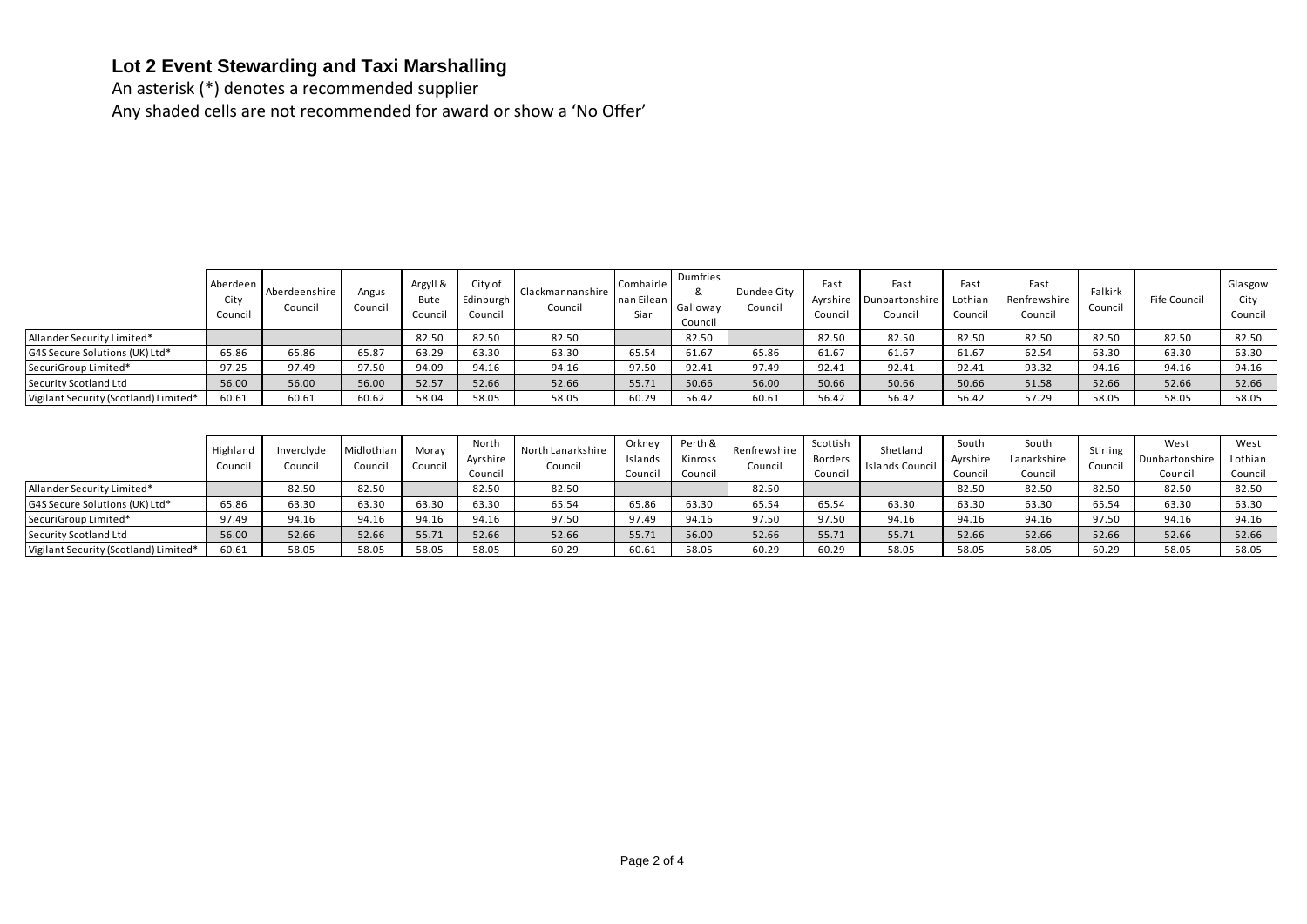## Lot 2 Event Stewarding and Taxi Marshalling

An asterisk (*) denotes a recommended supplier

Any shaded cells are not recommended for award or show a 'No Offer'

| | Aberdeen City Council | Aberdeenshire Council | Angus Council | Argyll & Bute Council | City of Edinburgh Council | Clackmannanshire Council | Comhairle nan Eilean Siar | Dumfries & Galloway Council | Dundee City Council | East Ayrshire Council | East Dunbartonshire Council | East Lothian Council | East Renfrewshire Council | Falkirk Council | Fife Council | Glasgow City Council |
|---|---|---|---|---|---|---|---|---|---|---|---|---|---|---|---|---|
| Allander Security Limited* | | | | 82.50 | 82.50 | 82.50 | | 82.50 | | 82.50 | 82.50 | 82.50 | 82.50 | 82.50 | 82.50 | 82.50 |
| G4S Secure Solutions (UK) Ltd* | 65.86 | 65.86 | 65.87 | 63.29 | 63.30 | 63.30 | 65.54 | 61.67 | 65.86 | 61.67 | 61.67 | 61.67 | 62.54 | 63.30 | 63.30 | 63.30 |
| SecuriGroup Limited* | 97.25 | 97.49 | 97.50 | 94.09 | 94.16 | 94.16 | 97.50 | 92.41 | 97.49 | 92.41 | 92.41 | 92.41 | 93.32 | 94.16 | 94.16 | 94.16 |
| Security Scotland Ltd | 56.00 | 56.00 | 56.00 | 52.57 | 52.66 | 52.66 | 55.71 | 50.66 | 56.00 | 50.66 | 50.66 | 50.66 | 51.58 | 52.66 | 52.66 | 52.66 |
| Vigilant Security (Scotland) Limited* | 60.61 | 60.61 | 60.62 | 58.04 | 58.05 | 58.05 | 60.29 | 56.42 | 60.61 | 56.42 | 56.42 | 56.42 | 57.29 | 58.05 | 58.05 | 58.05 |

| | Highland Council | Inverclyde Council | Midlothian Council | Moray Council | North Ayrshire Council | North Lanarkshire Council | Orkney Islands Council | Perth & Kinross Council | Renfrewshire Council | Scottish Borders Council | Shetland Islands Council | South Ayrshire Council | South Lanarkshire Council | Stirling Council | West Dunbartonshire Council | West Lothian Council |
|---|---|---|---|---|---|---|---|---|---|---|---|---|---|---|---|---|
| Allander Security Limited* | | 82.50 | 82.50 | | 82.50 | 82.50 | | | 82.50 | | | 82.50 | 82.50 | 82.50 | 82.50 | 82.50 |
| G4S Secure Solutions (UK) Ltd* | 65.86 | 63.30 | 63.30 | 63.30 | 63.30 | 65.54 | 65.86 | 63.30 | 65.54 | 65.54 | 63.30 | 63.30 | 63.30 | 65.54 | 63.30 | 63.30 |
| SecuriGroup Limited* | 97.49 | 94.16 | 94.16 | 94.16 | 94.16 | 97.50 | 97.49 | 94.16 | 97.50 | 97.50 | 94.16 | 94.16 | 94.16 | 97.50 | 94.16 | 94.16 |
| Security Scotland Ltd | 56.00 | 52.66 | 52.66 | 55.71 | 52.66 | 52.66 | 55.71 | 56.00 | 52.66 | 55.71 | 55.71 | 52.66 | 52.66 | 52.66 | 52.66 | 52.66 |
| Vigilant Security (Scotland) Limited* | 60.61 | 58.05 | 58.05 | 58.05 | 58.05 | 60.29 | 60.61 | 58.05 | 60.29 | 60.29 | 58.05 | 58.05 | 58.05 | 60.29 | 58.05 | 58.05 |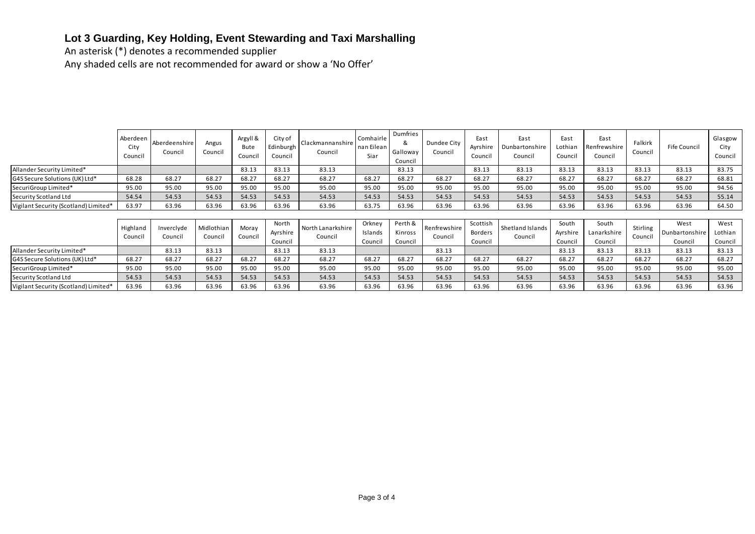# Lot 3 Guarding, Key Holding, Event Stewarding and Taxi Marshalling

An asterisk (*) denotes a recommended supplier

Any shaded cells are not recommended for award or show a 'No Offer'

| | Aberdeen City Council | Aberdeenshire Council | Angus Council | Argyll & Bute Council | City of Edinburgh Council | Clackmannanshire Council | Comhairle nan Eilean Siar | Dumfries & Galloway Council | Dundee City Council | East Ayrshire Council | East Dunbartonshire Council | East Lothian Council | East Renfrewshire Council | Falkirk Council | Fife Council | Glasgow City Council |
|---|---|---|---|---|---|---|---|---|---|---|---|---|---|---|---|---|
| Allander Security Limited* | | | | 83.13 | 83.13 | 83.13 | | 83.13 | | 83.13 | 83.13 | 83.13 | 83.13 | 83.13 | 83.13 | 83.75 |
| G4S Secure Solutions (UK) Ltd* | 68.28 | 68.27 | 68.27 | 68.27 | 68.27 | 68.27 | 68.27 | 68.27 | 68.27 | 68.27 | 68.27 | 68.27 | 68.27 | 68.27 | 68.27 | 68.81 |
| SecuriGroup Limited* | 95.00 | 95.00 | 95.00 | 95.00 | 95.00 | 95.00 | 95.00 | 95.00 | 95.00 | 95.00 | 95.00 | 95.00 | 95.00 | 95.00 | 95.00 | 94.56 |
| Security Scotland Ltd | 54.54 | 54.53 | 54.53 | 54.53 | 54.53 | 54.53 | 54.53 | 54.53 | 54.53 | 54.53 | 54.53 | 54.53 | 54.53 | 54.53 | 54.53 | 55.14 |
| Vigilant Security (Scotland) Limited* | 63.97 | 63.96 | 63.96 | 63.96 | 63.96 | 63.96 | 63.75 | 63.96 | 63.96 | 63.96 | 63.96 | 63.96 | 63.96 | 63.96 | 63.96 | 64.50 |

| | Highland Council | Inverclyde Council | Midlothian Council | Moray Council | North Ayrshire Council | North Lanarkshire Council | Orkney Islands Council | Perth & Kinross Council | Renfrewshire Council | Scottish Borders Council | Shetland Islands Council | South Ayrshire Council | South Lanarkshire Council | Stirling Council | West Dunbartonshire Council | West Lothian Council |
|---|---|---|---|---|---|---|---|---|---|---|---|---|---|---|---|---|
| Allander Security Limited* | | 83.13 | 83.13 | | 83.13 | 83.13 | | | 83.13 | | | 83.13 | 83.13 | 83.13 | 83.13 | 83.13 |
| G4S Secure Solutions (UK) Ltd* | 68.27 | 68.27 | 68.27 | 68.27 | 68.27 | 68.27 | 68.27 | 68.27 | 68.27 | 68.27 | 68.27 | 68.27 | 68.27 | 68.27 | 68.27 | 68.27 |
| SecuriGroup Limited* | 95.00 | 95.00 | 95.00 | 95.00 | 95.00 | 95.00 | 95.00 | 95.00 | 95.00 | 95.00 | 95.00 | 95.00 | 95.00 | 95.00 | 95.00 | 95.00 |
| Security Scotland Ltd | 54.53 | 54.53 | 54.53 | 54.53 | 54.53 | 54.53 | 54.53 | 54.53 | 54.53 | 54.53 | 54.53 | 54.53 | 54.53 | 54.53 | 54.53 | 54.53 |
| Vigilant Security (Scotland) Limited* | 63.96 | 63.96 | 63.96 | 63.96 | 63.96 | 63.96 | 63.96 | 63.96 | 63.96 | 63.96 | 63.96 | 63.96 | 63.96 | 63.96 | 63.96 | 63.96 |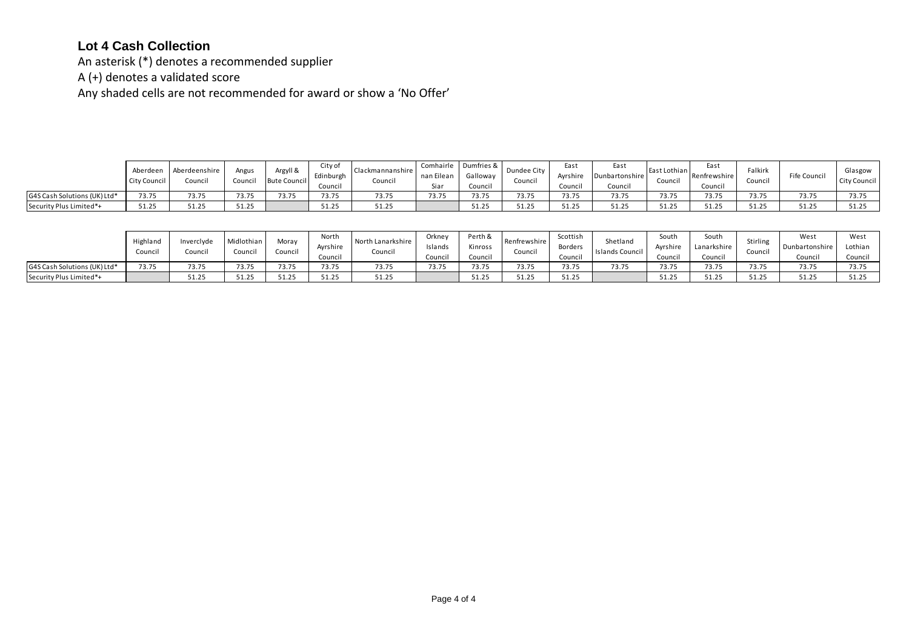## Lot 4 Cash Collection

An asterisk (*) denotes a recommended supplier

A (+) denotes a validated score

Any shaded cells are not recommended for award or show a 'No Offer'

| | Aberdeen City Council | Aberdeenshire Council | Angus Council | Argyll & Bute Council | City of Edinburgh Council | Clackmannanshire Council | Comhairle nan Eilean Siar | Dumfries & Galloway Council | Dundee City Council | East Ayrshire Council | East Dunbartonshire Council | East Lothian Council | East Renfrewshire Council | Falkirk Council | Fife Council | Glasgow City Council |
|---|---|---|---|---|---|---|---|---|---|---|---|---|---|---|---|---|
| G4S Cash Solutions (UK) Ltd* | 73.75 | 73.75 | 73.75 | 73.75 | 73.75 | 73.75 | 73.75 | 73.75 | 73.75 | 73.75 | 73.75 | 73.75 | 73.75 | 73.75 | 73.75 | 73.75 |
| Security Plus Limited*+ | 51.25 | 51.25 | 51.25 | | 51.25 | 51.25 | | 51.25 | 51.25 | 51.25 | 51.25 | 51.25 | 51.25 | 51.25 | 51.25 | 51.25 |

| | Highland Council | Inverclyde Council | Midlothian Council | Moray Council | North Ayrshire Council | North Lanarkshire Council | Orkney Islands Council | Perth & Kinross Council | Renfrewshire Council | Scottish Borders Council | Shetland Islands Council | South Ayrshire Council | South Lanarkshire Council | Stirling Council | West Dunbartonshire Council | West Lothian Council |
|---|---|---|---|---|---|---|---|---|---|---|---|---|---|---|---|---|
| G4S Cash Solutions (UK) Ltd* | 73.75 | 73.75 | 73.75 | 73.75 | 73.75 | 73.75 | 73.75 | 73.75 | 73.75 | 73.75 | 73.75 | 73.75 | 73.75 | 73.75 | 73.75 | 73.75 |
| Security Plus Limited*+ | | 51.25 | 51.25 | 51.25 | 51.25 | 51.25 | | 51.25 | 51.25 | 51.25 | | 51.25 | 51.25 | 51.25 | 51.25 | 51.25 |